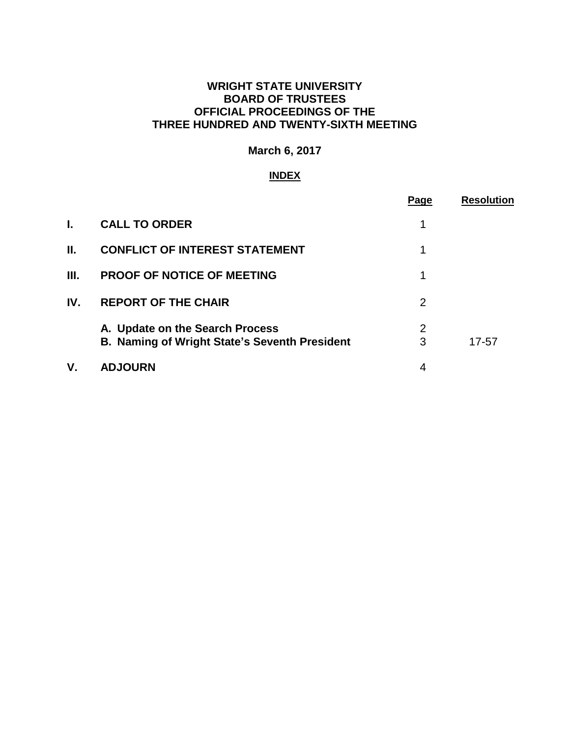# WRIGHT STATE UNIVERSITY
# BOARD OF TRUSTEES
# OFFICIAL PROCEEDINGS OF THE
# THREE HUNDRED AND TWENTY-SIXTH MEETING

**March 6, 2017**

**INDEX**

| | | Page | Resolution |
|---|---|---|---|
| **I.** | **CALL TO ORDER** | 1 | |
| **II.** | **CONFLICT OF INTEREST STATEMENT** | 1 | |
| **III.** | **PROOF OF NOTICE OF MEETING** | 1 | |
| **IV.** | **REPORT OF THE CHAIR** | 2 | |
| | **A. Update on the Search Process** | 2 | |
| | **B. Naming of Wright State's Seventh President** | 3 | 17-57 |
| **V.** | **ADJOURN** | 4 | |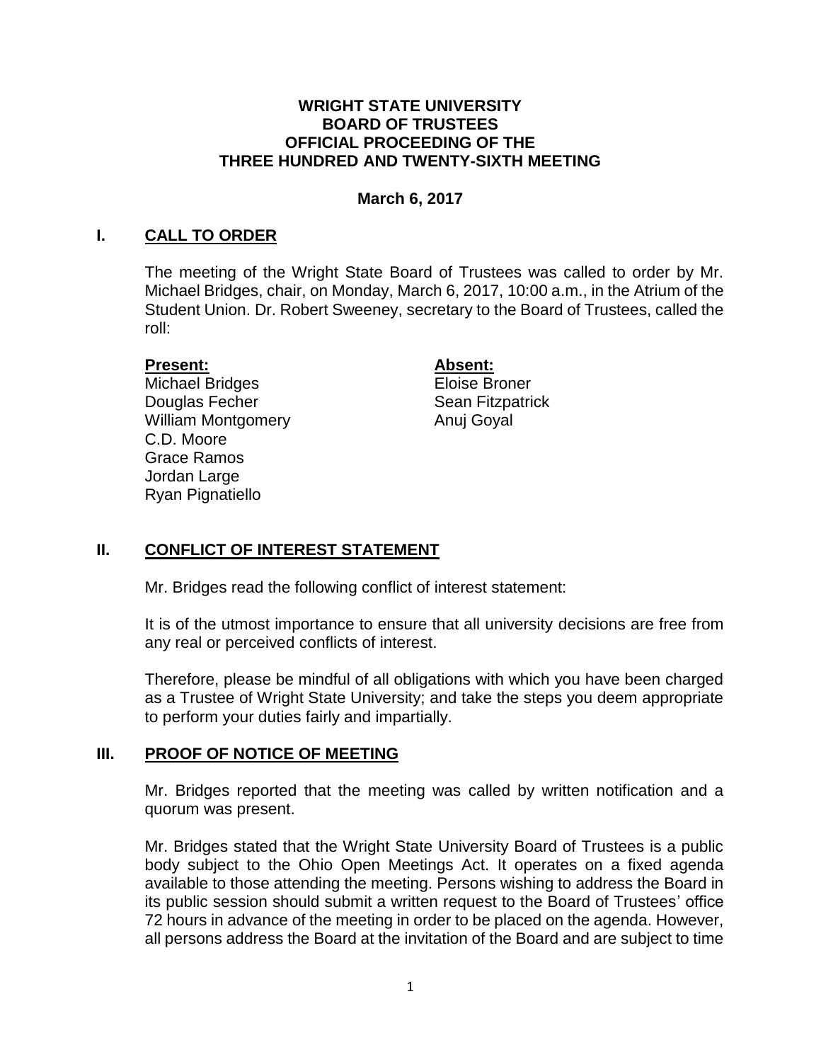# WRIGHT STATE UNIVERSITY
# BOARD OF TRUSTEES
# OFFICIAL PROCEEDING OF THE
# THREE HUNDRED AND TWENTY-SIXTH MEETING

**March 6, 2017**

## I. CALL TO ORDER

The meeting of the Wright State Board of Trustees was called to order by Mr. Michael Bridges, chair, on Monday, March 6, 2017, 10:00 a.m., in the Atrium of the Student Union. Dr. Robert Sweeney, secretary to the Board of Trustees, called the roll:

**Present:**
Michael Bridges
Douglas Fecher
William Montgomery
C.D. Moore
Grace Ramos
Jordan Large
Ryan Pignatiello

**Absent:**
Eloise Broner
Sean Fitzpatrick
Anuj Goyal

## II. CONFLICT OF INTEREST STATEMENT

Mr. Bridges read the following conflict of interest statement:

It is of the utmost importance to ensure that all university decisions are free from any real or perceived conflicts of interest.

Therefore, please be mindful of all obligations with which you have been charged as a Trustee of Wright State University; and take the steps you deem appropriate to perform your duties fairly and impartially.

## III. PROOF OF NOTICE OF MEETING

Mr. Bridges reported that the meeting was called by written notification and a quorum was present.

Mr. Bridges stated that the Wright State University Board of Trustees is a public body subject to the Ohio Open Meetings Act. It operates on a fixed agenda available to those attending the meeting. Persons wishing to address the Board in its public session should submit a written request to the Board of Trustees' office 72 hours in advance of the meeting in order to be placed on the agenda. However, all persons address the Board at the invitation of the Board and are subject to time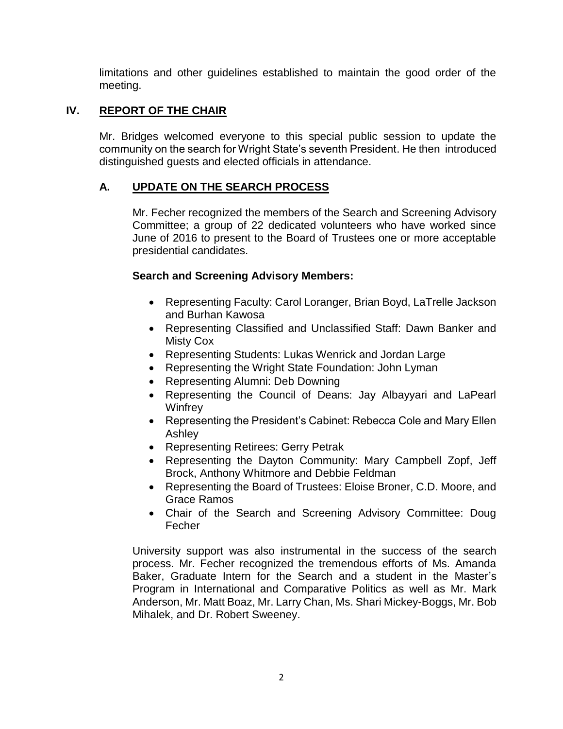limitations and other guidelines established to maintain the good order of the meeting.

## IV. REPORT OF THE CHAIR

Mr. Bridges welcomed everyone to this special public session to update the community on the search for Wright State's seventh President. He then introduced distinguished guests and elected officials in attendance.

### A. UPDATE ON THE SEARCH PROCESS

Mr. Fecher recognized the members of the Search and Screening Advisory Committee; a group of 22 dedicated volunteers who have worked since June of 2016 to present to the Board of Trustees one or more acceptable presidential candidates.

**Search and Screening Advisory Members:**

- Representing Faculty: Carol Loranger, Brian Boyd, LaTrelle Jackson and Burhan Kawosa
- Representing Classified and Unclassified Staff: Dawn Banker and Misty Cox
- Representing Students: Lukas Wenrick and Jordan Large
- Representing the Wright State Foundation: John Lyman
- Representing Alumni: Deb Downing
- Representing the Council of Deans: Jay Albayyari and LaPearl Winfrey
- Representing the President's Cabinet: Rebecca Cole and Mary Ellen Ashley
- Representing Retirees: Gerry Petrak
- Representing the Dayton Community: Mary Campbell Zopf, Jeff Brock, Anthony Whitmore and Debbie Feldman
- Representing the Board of Trustees: Eloise Broner, C.D. Moore, and Grace Ramos
- Chair of the Search and Screening Advisory Committee: Doug Fecher

University support was also instrumental in the success of the search process. Mr. Fecher recognized the tremendous efforts of Ms. Amanda Baker, Graduate Intern for the Search and a student in the Master's Program in International and Comparative Politics as well as Mr. Mark Anderson, Mr. Matt Boaz, Mr. Larry Chan, Ms. Shari Mickey-Boggs, Mr. Bob Mihalek, and Dr. Robert Sweeney.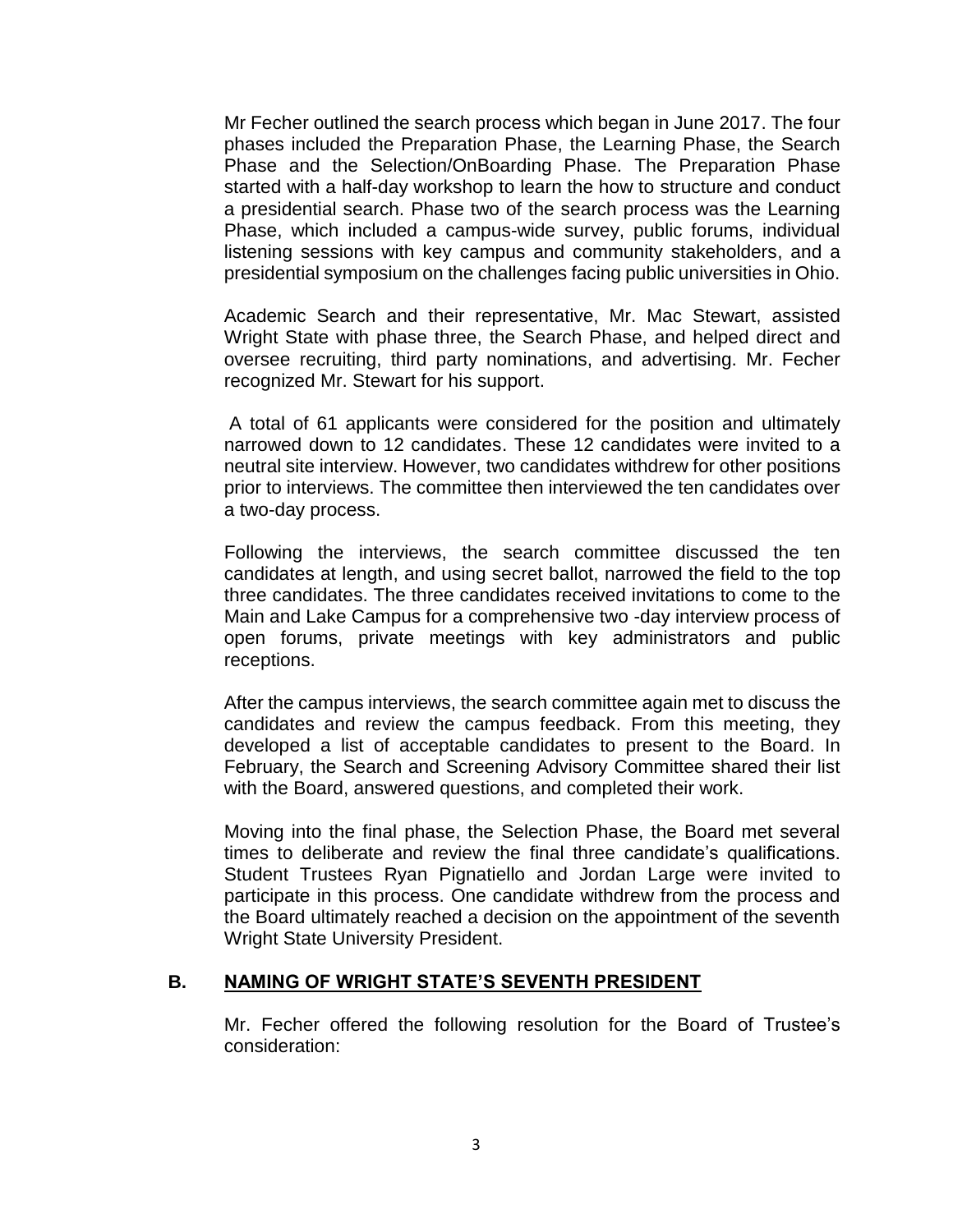Mr Fecher outlined the search process which began in June 2017. The four phases included the Preparation Phase, the Learning Phase, the Search Phase and the Selection/OnBoarding Phase. The Preparation Phase started with a half-day workshop to learn the how to structure and conduct a presidential search. Phase two of the search process was the Learning Phase, which included a campus-wide survey, public forums, individual listening sessions with key campus and community stakeholders, and a presidential symposium on the challenges facing public universities in Ohio.

Academic Search and their representative, Mr. Mac Stewart, assisted Wright State with phase three, the Search Phase, and helped direct and oversee recruiting, third party nominations, and advertising. Mr. Fecher recognized Mr. Stewart for his support.

A total of 61 applicants were considered for the position and ultimately narrowed down to 12 candidates. These 12 candidates were invited to a neutral site interview. However, two candidates withdrew for other positions prior to interviews. The committee then interviewed the ten candidates over a two-day process.

Following the interviews, the search committee discussed the ten candidates at length, and using secret ballot, narrowed the field to the top three candidates. The three candidates received invitations to come to the Main and Lake Campus for a comprehensive two -day interview process of open forums, private meetings with key administrators and public receptions.

After the campus interviews, the search committee again met to discuss the candidates and review the campus feedback. From this meeting, they developed a list of acceptable candidates to present to the Board. In February, the Search and Screening Advisory Committee shared their list with the Board, answered questions, and completed their work.

Moving into the final phase, the Selection Phase, the Board met several times to deliberate and review the final three candidate's qualifications. Student Trustees Ryan Pignatiello and Jordan Large were invited to participate in this process. One candidate withdrew from the process and the Board ultimately reached a decision on the appointment of the seventh Wright State University President.

## B. NAMING OF WRIGHT STATE'S SEVENTH PRESIDENT

Mr. Fecher offered the following resolution for the Board of Trustee's consideration: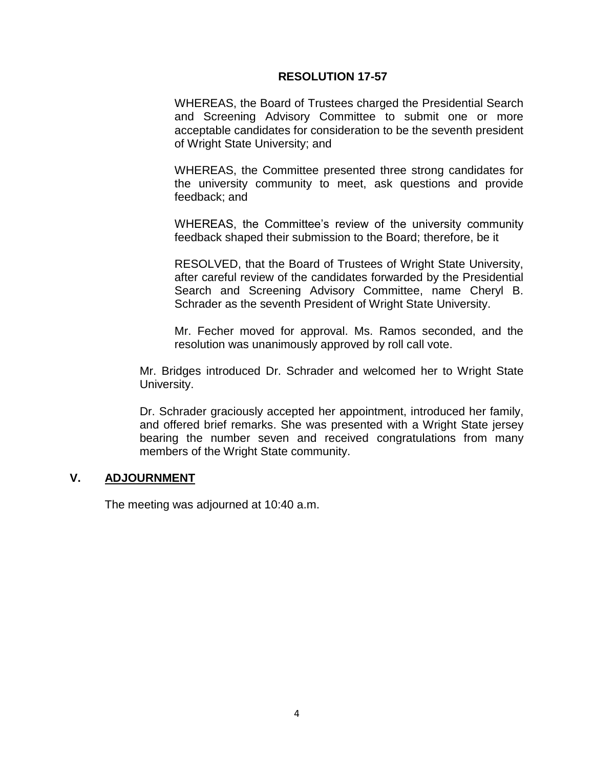**RESOLUTION 17-57**

WHEREAS, the Board of Trustees charged the Presidential Search and Screening Advisory Committee to submit one or more acceptable candidates for consideration to be the seventh president of Wright State University; and

WHEREAS, the Committee presented three strong candidates for the university community to meet, ask questions and provide feedback; and

WHEREAS, the Committee's review of the university community feedback shaped their submission to the Board; therefore, be it

RESOLVED, that the Board of Trustees of Wright State University, after careful review of the candidates forwarded by the Presidential Search and Screening Advisory Committee, name Cheryl B. Schrader as the seventh President of Wright State University.

Mr. Fecher moved for approval. Ms. Ramos seconded, and the resolution was unanimously approved by roll call vote.

Mr. Bridges introduced Dr. Schrader and welcomed her to Wright State University.

Dr. Schrader graciously accepted her appointment, introduced her family, and offered brief remarks. She was presented with a Wright State jersey bearing the number seven and received congratulations from many members of the Wright State community.

## V. ADJOURNMENT

The meeting was adjourned at 10:40 a.m.